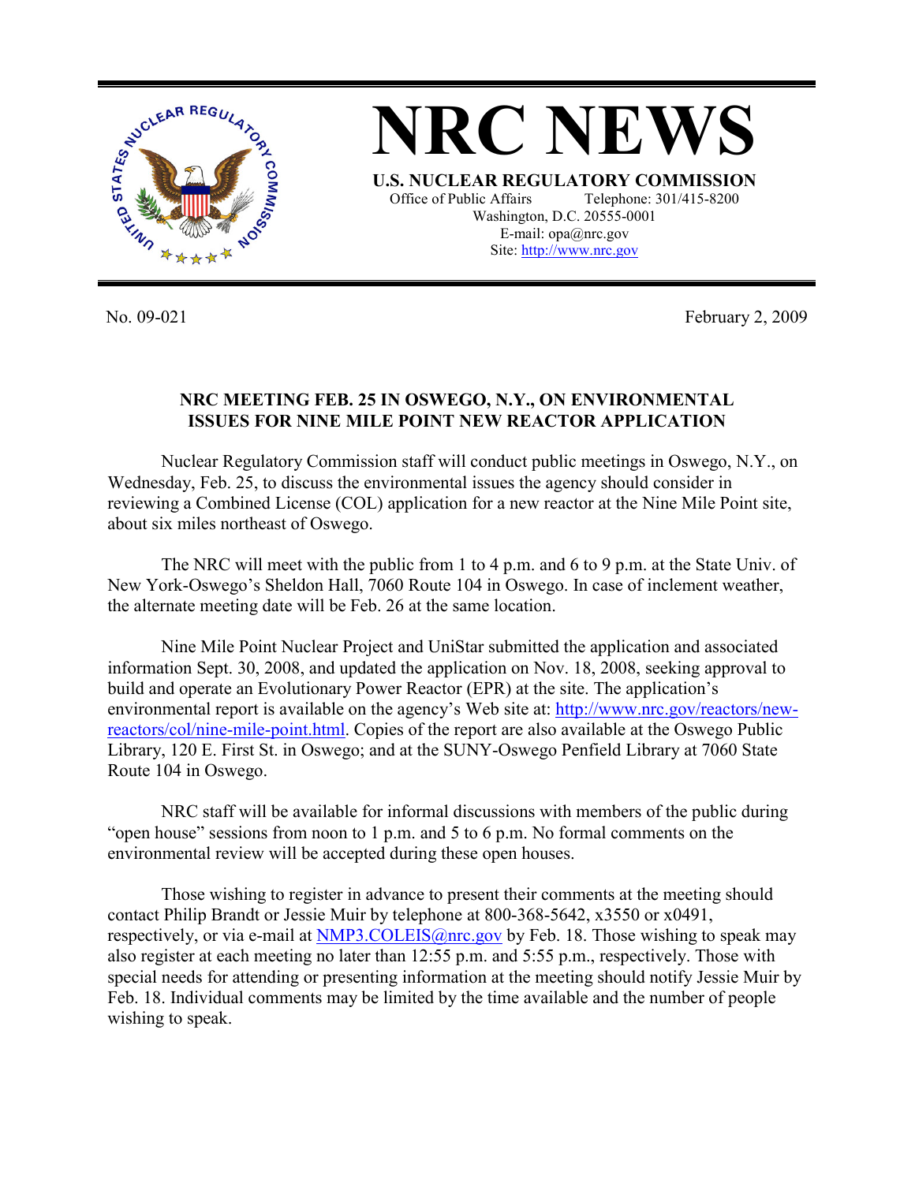# NRC NEWS

**U.S. NUCLEAR REGULATORY COMMISSION**

Office of Public Affairs Telephone: 301/415-8200
Washington, D.C. 20555-0001
E-mail: opa@nrc.gov
Site: http://www.nrc.gov

No. 09-021 February 2, 2009

**NRC MEETING FEB. 25 IN OSWEGO, N.Y., ON ENVIRONMENTAL ISSUES FOR NINE MILE POINT NEW REACTOR APPLICATION**

Nuclear Regulatory Commission staff will conduct public meetings in Oswego, N.Y., on Wednesday, Feb. 25, to discuss the environmental issues the agency should consider in reviewing a Combined License (COL) application for a new reactor at the Nine Mile Point site, about six miles northeast of Oswego.

The NRC will meet with the public from 1 to 4 p.m. and 6 to 9 p.m. at the State Univ. of New York-Oswego's Sheldon Hall, 7060 Route 104 in Oswego. In case of inclement weather, the alternate meeting date will be Feb. 26 at the same location.

Nine Mile Point Nuclear Project and UniStar submitted the application and associated information Sept. 30, 2008, and updated the application on Nov. 18, 2008, seeking approval to build and operate an Evolutionary Power Reactor (EPR) at the site. The application's environmental report is available on the agency's Web site at: http://www.nrc.gov/reactors/new-reactors/col/nine-mile-point.html. Copies of the report are also available at the Oswego Public Library, 120 E. First St. in Oswego; and at the SUNY-Oswego Penfield Library at 7060 State Route 104 in Oswego.

NRC staff will be available for informal discussions with members of the public during "open house" sessions from noon to 1 p.m. and 5 to 6 p.m. No formal comments on the environmental review will be accepted during these open houses.

Those wishing to register in advance to present their comments at the meeting should contact Philip Brandt or Jessie Muir by telephone at 800-368-5642, x3550 or x0491, respectively, or via e-mail at NMP3.COLEIS@nrc.gov by Feb. 18. Those wishing to speak may also register at each meeting no later than 12:55 p.m. and 5:55 p.m., respectively. Those with special needs for attending or presenting information at the meeting should notify Jessie Muir by Feb. 18. Individual comments may be limited by the time available and the number of people wishing to speak.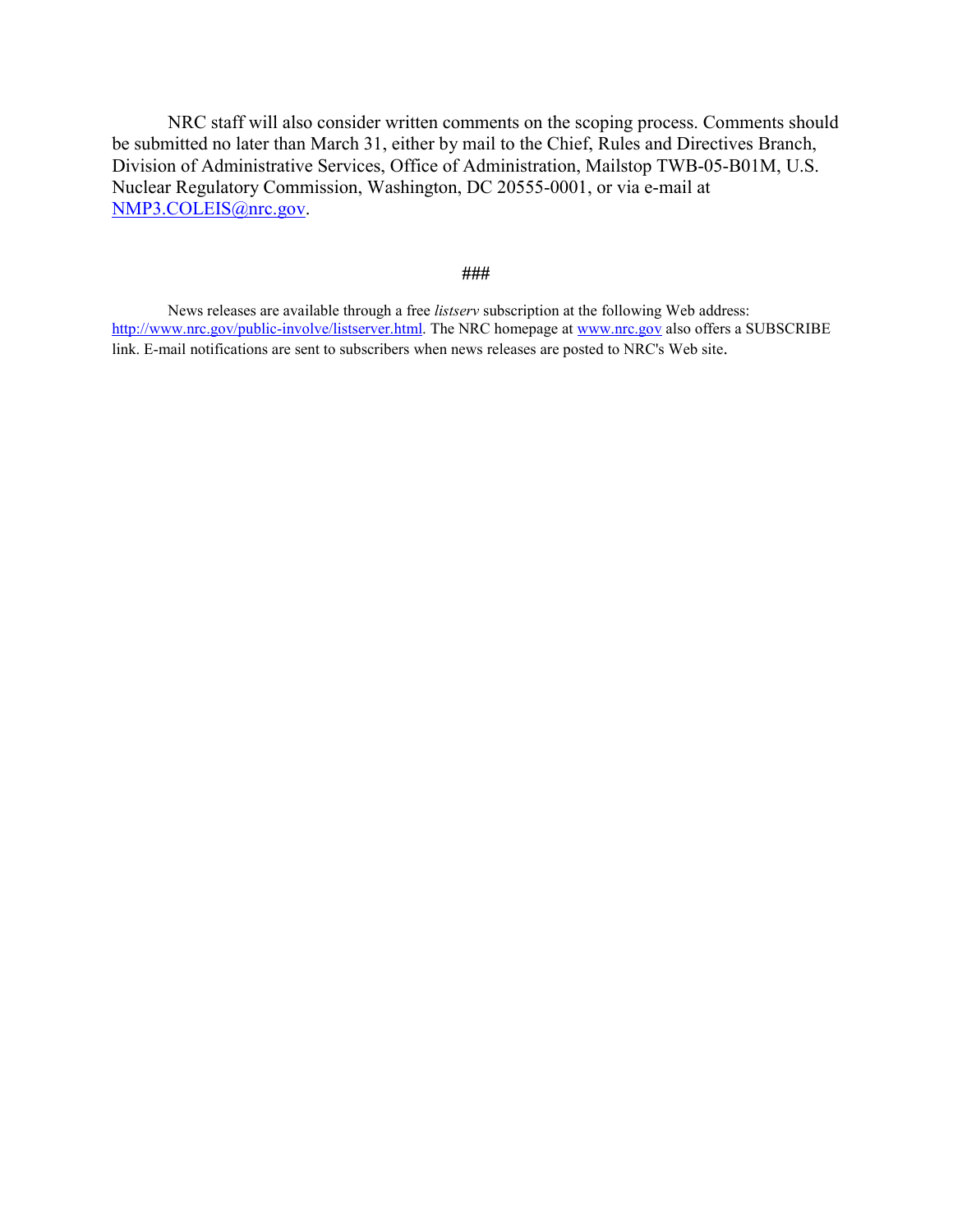NRC staff will also consider written comments on the scoping process. Comments should be submitted no later than March 31, either by mail to the Chief, Rules and Directives Branch, Division of Administrative Services, Office of Administration, Mailstop TWB-05-B01M, U.S. Nuclear Regulatory Commission, Washington, DC 20555-0001, or via e-mail at NMP3.COLEIS@nrc.gov.

###

News releases are available through a free *listserv* subscription at the following Web address: http://www.nrc.gov/public-involve/listserver.html. The NRC homepage at www.nrc.gov also offers a SUBSCRIBE link. E-mail notifications are sent to subscribers when news releases are posted to NRC's Web site.